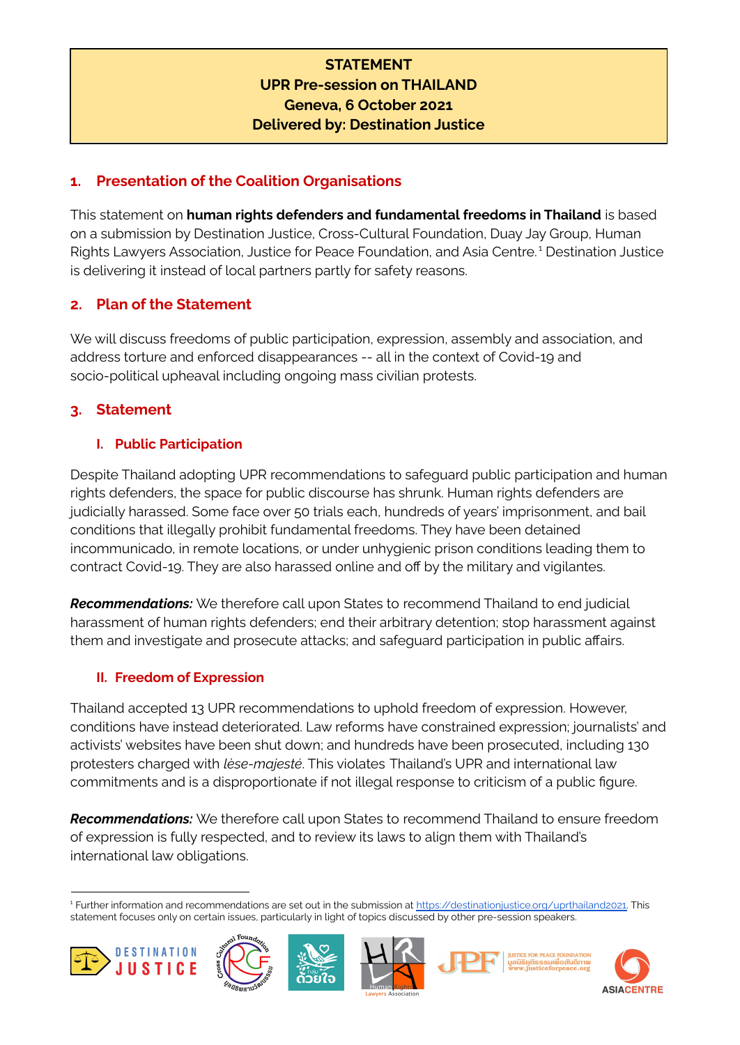**STATEMENT**
**UPR Pre-session on THAILAND**
**Geneva, 6 October 2021**
**Delivered by: Destination Justice**

## 1. Presentation of the Coalition Organisations

This statement on **human rights defenders and fundamental freedoms in Thailand** is based on a submission by Destination Justice, Cross-Cultural Foundation, Duay Jay Group, Human Rights Lawyers Association, Justice for Peace Foundation, and Asia Centre.[1] Destination Justice is delivering it instead of local partners partly for safety reasons.

## 2. Plan of the Statement

We will discuss freedoms of public participation, expression, assembly and association, and address torture and enforced disappearances -- all in the context of Covid-19 and socio-political upheaval including ongoing mass civilian protests.

## 3. Statement

### I. Public Participation

Despite Thailand adopting UPR recommendations to safeguard public participation and human rights defenders, the space for public discourse has shrunk. Human rights defenders are judicially harassed. Some face over 50 trials each, hundreds of years' imprisonment, and bail conditions that illegally prohibit fundamental freedoms. They have been detained incommunicado, in remote locations, or under unhygienic prison conditions leading them to contract Covid-19. They are also harassed online and off by the military and vigilantes.

***Recommendations:*** We therefore call upon States to recommend Thailand to end judicial harassment of human rights defenders; end their arbitrary detention; stop harassment against them and investigate and prosecute attacks; and safeguard participation in public affairs.

### II. Freedom of Expression

Thailand accepted 13 UPR recommendations to uphold freedom of expression. However, conditions have instead deteriorated. Law reforms have constrained expression; journalists' and activists' websites have been shut down; and hundreds have been prosecuted, including 130 protesters charged with *lèse-majesté*. This violates Thailand's UPR and international law commitments and is a disproportionate if not illegal response to criticism of a public figure.

***Recommendations:*** We therefore call upon States to recommend Thailand to ensure freedom of expression is fully respected, and to review its laws to align them with Thailand's international law obligations.

---

[1] Further information and recommendations are set out in the submission at https://destinationjustice.org/uprthailand2021. This statement focuses only on certain issues, particularly in light of topics discussed by other pre-session speakers.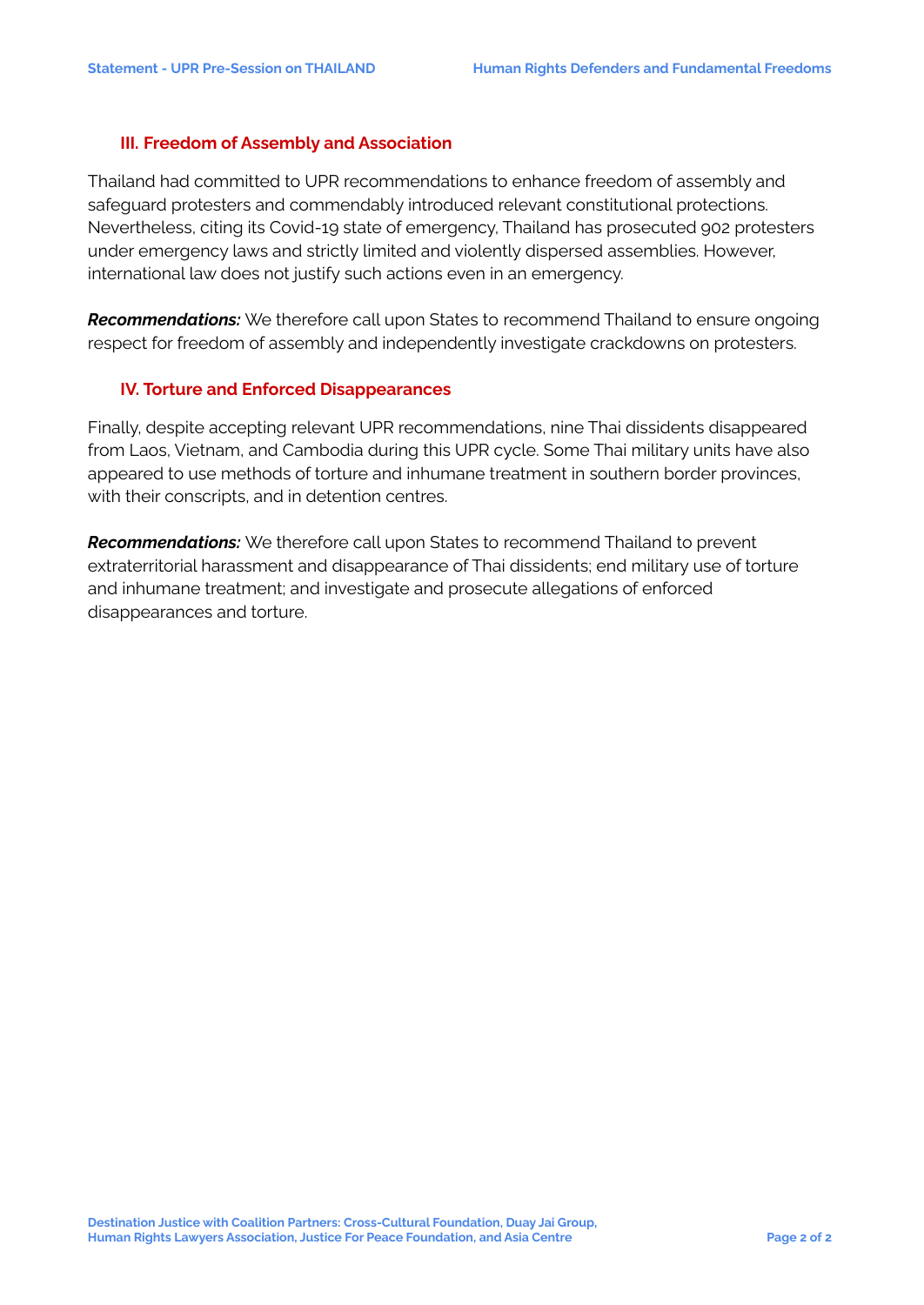### III. Freedom of Assembly and Association

Thailand had committed to UPR recommendations to enhance freedom of assembly and safeguard protesters and commendably introduced relevant constitutional protections. Nevertheless, citing its Covid-19 state of emergency, Thailand has prosecuted 902 protesters under emergency laws and strictly limited and violently dispersed assemblies. However, international law does not justify such actions even in an emergency.

***Recommendations:*** We therefore call upon States to recommend Thailand to ensure ongoing respect for freedom of assembly and independently investigate crackdowns on protesters.

### IV. Torture and Enforced Disappearances

Finally, despite accepting relevant UPR recommendations, nine Thai dissidents disappeared from Laos, Vietnam, and Cambodia during this UPR cycle. Some Thai military units have also appeared to use methods of torture and inhumane treatment in southern border provinces, with their conscripts, and in detention centres.

***Recommendations:*** We therefore call upon States to recommend Thailand to prevent extraterritorial harassment and disappearance of Thai dissidents; end military use of torture and inhumane treatment; and investigate and prosecute allegations of enforced disappearances and torture.